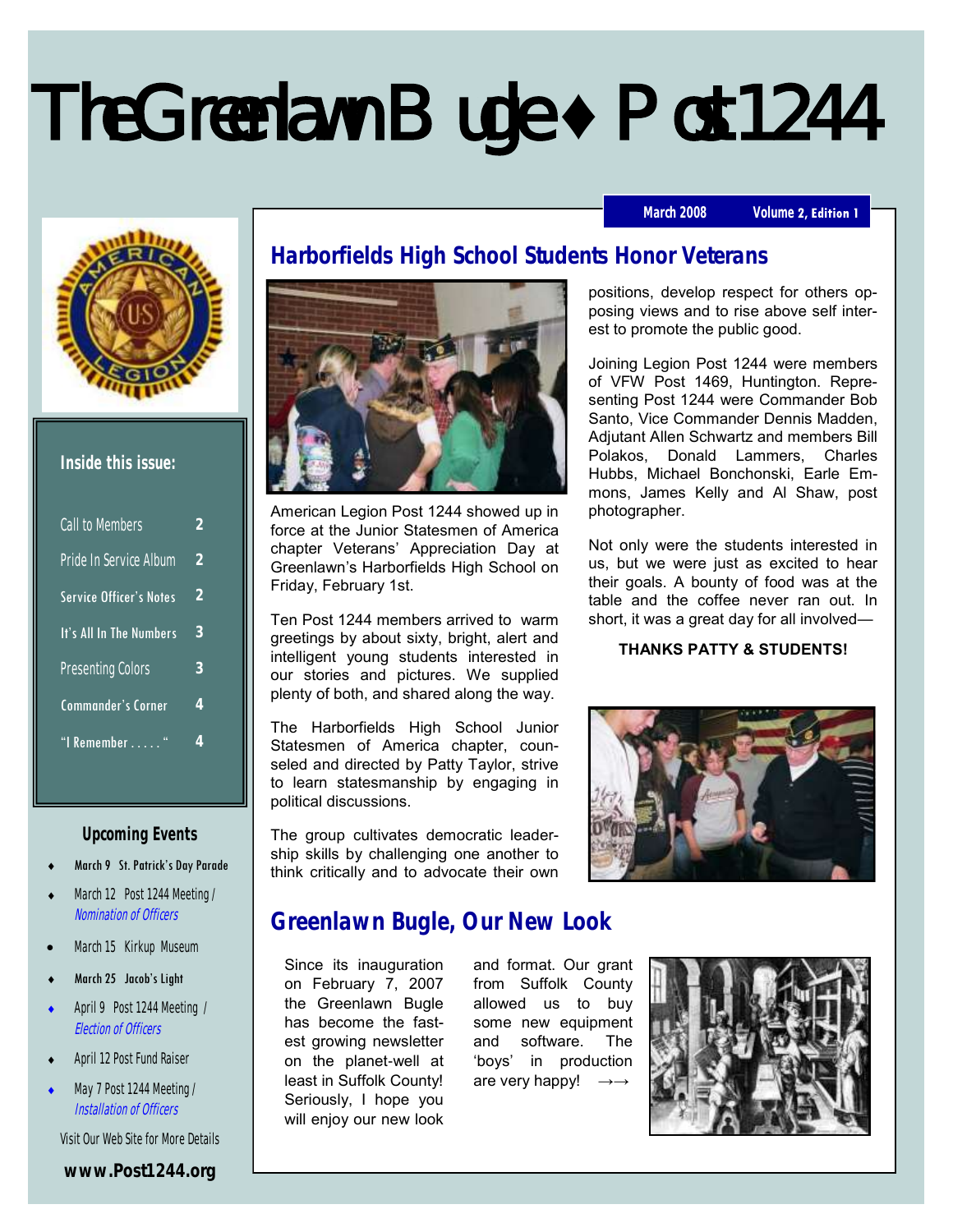# The Greenlawn Bugle ♦ Post 1244

March 2008 Volume 2, Edition 1

## Inside this issue:

| | |
|---|---|
| Call to Members | 2 |
| Pride In Service Album | 2 |
| Service Officer's Notes | 2 |
| It's All In The Numbers | 3 |
| Presenting Colors | 3 |
| Commander's Corner | 4 |
| "I Remember . . . . . " | 4 |

## Upcoming Events

- March 9 St. Patrick's Day Parade
- March 12 Post 1244 Meeting / *Nomination of Officers*
- March 15 Kirkup Museum
- March 25 Jacob's Light
- April 9 Post 1244 Meeting / *Election of Officers*
- April 12 Post Fund Raiser
- May 7 Post 1244 Meeting / *Installation of Officers*

Visit Our Web Site for More Details

**www.Post1244.org**

## Harborfields High School Students Honor Veterans

American Legion Post 1244 showed up in force at the Junior Statesmen of America chapter Veterans' Appreciation Day at Greenlawn's Harborfields High School on Friday, February 1st.

Ten Post 1244 members arrived to warm greetings by about sixty, bright, alert and intelligent young students interested in our stories and pictures. We supplied plenty of both, and shared along the way.

The Harborfields High School Junior Statesmen of America chapter, counseled and directed by Patty Taylor, strive to learn statesmanship by engaging in political discussions.

The group cultivates democratic leadership skills by challenging one another to think critically and to advocate their own positions, develop respect for others opposing views and to rise above self interest to promote the public good.

Joining Legion Post 1244 were members of VFW Post 1469, Huntington. Representing Post 1244 were Commander Bob Santo, Vice Commander Dennis Madden, Adjutant Allen Schwartz and members Bill Polakos, Donald Lammers, Charles Hubbs, Michael Bonchonski, Earle Emmons, James Kelly and Al Shaw, post photographer.

Not only were the students interested in us, but we were just as excited to hear their goals. A bounty of food was at the table and the coffee never ran out. In short, it was a great day for all involved—

**THANKS PATTY & STUDENTS!**

## Greenlawn Bugle, Our New Look

Since its inauguration on February 7, 2007 the Greenlawn Bugle has become the fastest growing newsletter on the planet-well at least in Suffolk County! Seriously, I hope you will enjoy our new look and format. Our grant from Suffolk County allowed us to buy some new equipment and software. The 'boys' in production are very happy! →→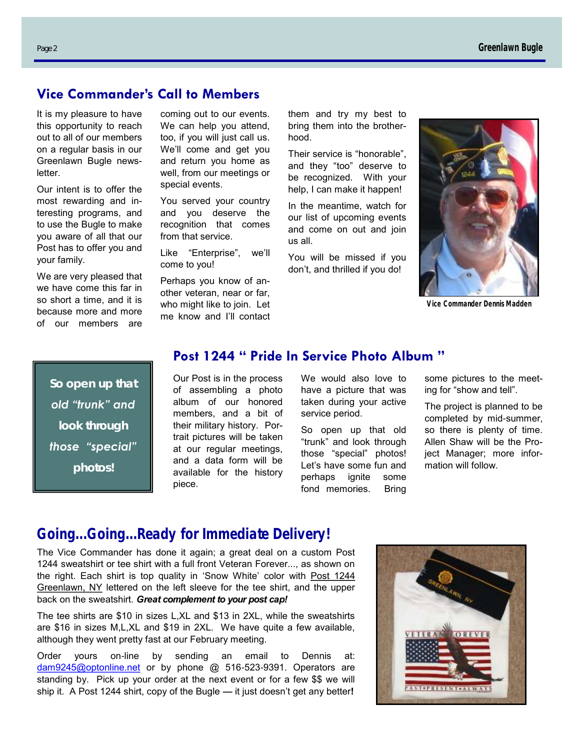## Vice Commander's Call to Members

It is my pleasure to have this opportunity to reach out to all of our members on a regular basis in our Greenlawn Bugle newsletter.

Our intent is to offer the most rewarding and interesting programs, and to use the Bugle to make you aware of all that our Post has to offer you and your family.

We are very pleased that we have come this far in so short a time, and it is because more and more of our members are coming out to our events. We can help you attend, too, if you will just call us. We'll come and get you and return you home as well, from our meetings or special events.

You served your country and you deserve the recognition that comes from that service.

Like "Enterprise", we'll come to you!

Perhaps you know of another veteran, near or far, who might like to join. Let me know and I'll contact them and try my best to bring them into the brotherhood.

Their service is "honorable", and they "too" deserve to be recognized. With your help, I can make it happen!

In the meantime, watch for our list of upcoming events and come on out and join us all.

You will be missed if you don't, and thrilled if you do!

Vice Commander Dennis Madden

## Post 1244 " Pride In Service Photo Album "

***So open up that old "trunk" and look through those "special" photos!***

Our Post is in the process of assembling a photo album of our honored members, and a bit of their military history. Portrait pictures will be taken at our regular meetings, and a data form will be available for the history piece.

We would also love to have a picture that was taken during your active service period.

So open up that old "trunk" and look through those "special" photos! Let's have some fun and perhaps ignite some fond memories. Bring some pictures to the meeting for "show and tell".

The project is planned to be completed by mid-summer, so there is plenty of time. Allen Shaw will be the Project Manager; more information will follow.

## Going...Going...Ready for Immediate Delivery!

The Vice Commander has done it again; a great deal on a custom Post 1244 sweatshirt or tee shirt with a full front Veteran Forever..., as shown on the right. Each shirt is top quality in 'Snow White' color with Post 1244 Greenlawn, NY lettered on the left sleeve for the tee shirt, and the upper back on the sweatshirt. ***Great complement to your post cap!***

The tee shirts are $10 in sizes L,XL and $13 in 2XL, while the sweatshirts are $16 in sizes M,L,XL and $19 in 2XL. We have quite a few available, although they went pretty fast at our February meeting.

Order yours on-line by sending an email to Dennis at: dam9245@optonline.net or by phone @ 516-523-9391. Operators are standing by. Pick up your order at the next event or for a few $$ we will ship it. A Post 1244 shirt, copy of the Bugle — it just doesn't get any better**!**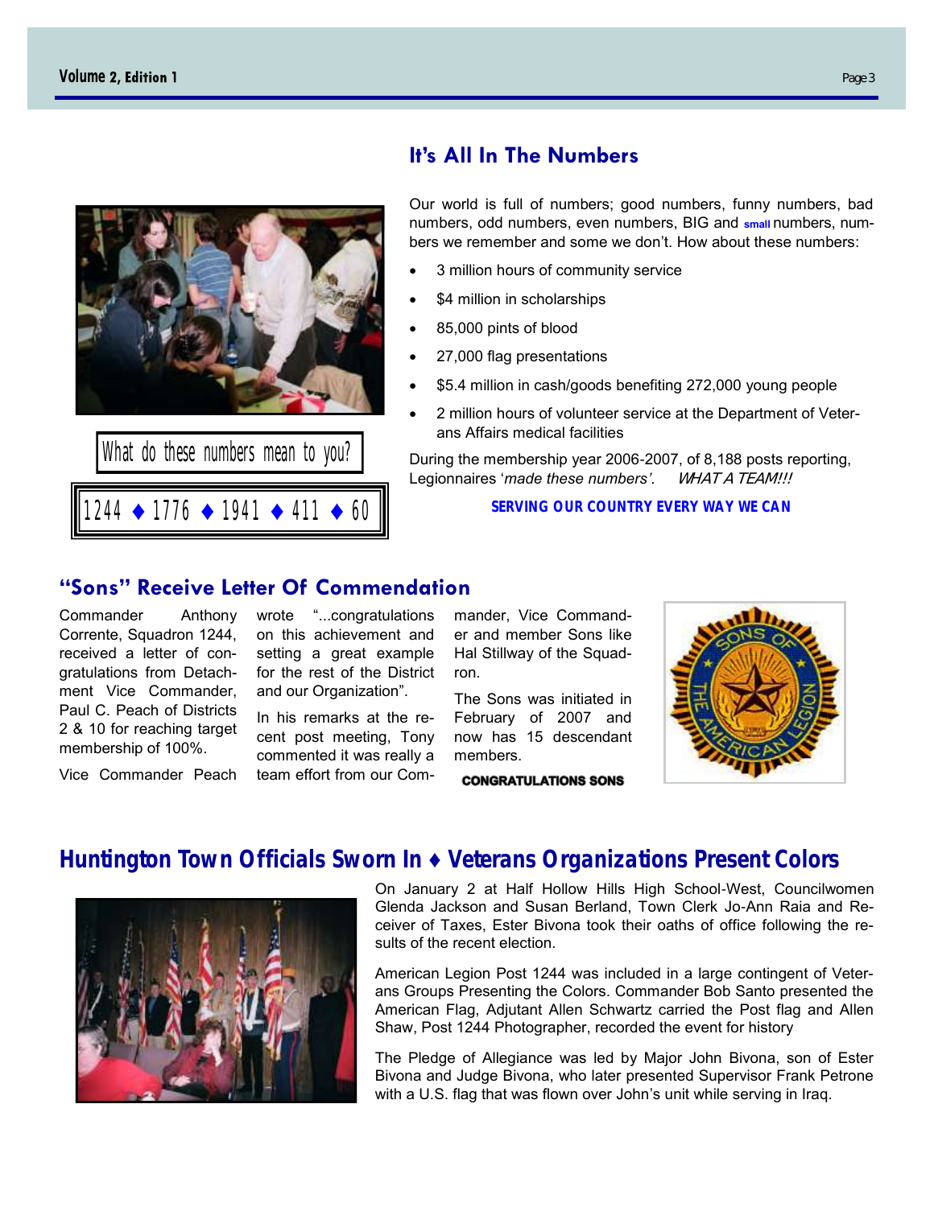## It's All In The Numbers

Our world is full of numbers; good numbers, funny numbers, bad numbers, odd numbers, even numbers, BIG and small numbers, numbers we remember and some we don't. How about these numbers:

- 3 million hours of community service
- $4 million in scholarships
- 85,000 pints of blood
- 27,000 flag presentations
- $5.4 million in cash/goods benefiting 272,000 young people
- 2 million hours of volunteer service at the Department of Veterans Affairs medical facilities

During the membership year 2006-2007, of 8,188 posts reporting, Legionnaires '*made these numbers'*. *WHAT A TEAM!!!*

**SERVING OUR COUNTRY EVERY WAY WE CAN**

What do these numbers mean to you?

1244 ♦ 1776 ♦ 1941 ♦ 411 ♦ 60

## "Sons" Receive Letter Of Commendation

Commander Anthony Corrente, Squadron 1244, received a letter of congratulations from Detachment Vice Commander, Paul C. Peach of Districts 2 & 10 for reaching target membership of 100%.

Vice Commander Peach wrote "...congratulations on this achievement and setting a great example for the rest of the District and our Organization".

In his remarks at the recent post meeting, Tony commented it was really a team effort from our Commander, Vice Commander and member Sons like Hal Stillway of the Squadron.

The Sons was initiated in February of 2007 and now has 15 descendant members.

**CONGRATULATIONS SONS**

## Huntington Town Officials Sworn In ♦ Veterans Organizations Present Colors

On January 2 at Half Hollow Hills High School-West, Councilwomen Glenda Jackson and Susan Berland, Town Clerk Jo-Ann Raia and Receiver of Taxes, Ester Bivona took their oaths of office following the results of the recent election.

American Legion Post 1244 was included in a large contingent of Veterans Groups Presenting the Colors. Commander Bob Santo presented the American Flag, Adjutant Allen Schwartz carried the Post flag and Allen Shaw, Post 1244 Photographer, recorded the event for history

The Pledge of Allegiance was led by Major John Bivona, son of Ester Bivona and Judge Bivona, who later presented Supervisor Frank Petrone with a U.S. flag that was flown over John's unit while serving in Iraq.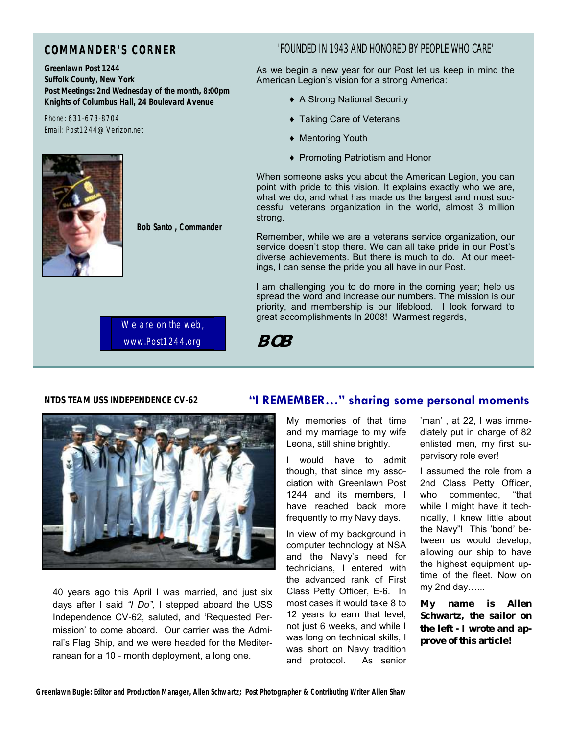## COMMANDER'S CORNER

**Greenlawn Post 1244**
**Suffolk County, New York**
**Post Meetings: 2nd Wednesday of the month, 8:00pm**
**Knights of Columbus Hall, 24 Boulevard Avenue**

Phone: 631-673-8704
Email: Post1244@Verizon.net

**Bob Santo , Commander**

We are on the web,
www.Post1244.org

## 'FOUNDED IN 1943 AND HONORED BY PEOPLE WHO CARE'

As we begin a new year for our Post let us keep in mind the American Legion's vision for a strong America:

- A Strong National Security
- Taking Care of Veterans
- Mentoring Youth
- Promoting Patriotism and Honor

When someone asks you about the American Legion, you can point with pride to this vision. It explains exactly who we are, what we do, and what has made us the largest and most successful veterans organization in the world, almost 3 million strong.

Remember, while we are a veterans service organization, our service doesn't stop there. We can all take pride in our Post's diverse achievements. But there is much to do. At our meetings, I can sense the pride you all have in our Post.

I am challenging you to do more in the coming year; help us spread the word and increase our numbers. The mission is our priority, and membership is our lifeblood. I look forward to great accomplishments In 2008! Warmest regards,

**BOB**

**NTDS TEAM USS INDEPENDENCE CV-62**

## "I REMEMBER…" sharing some personal moments

40 years ago this April I was married, and just six days after I said *"I Do",* I stepped aboard the USS Independence CV-62, saluted, and 'Requested Permission' to come aboard. Our carrier was the Admiral's Flag Ship, and we were headed for the Mediterranean for a 10 - month deployment, a long one.

My memories of that time and my marriage to my wife Leona, still shine brightly.

I would have to admit though, that since my association with Greenlawn Post 1244 and its members, I have reached back more frequently to my Navy days.

In view of my background in computer technology at NSA and the Navy's need for technicians, I entered with the advanced rank of First Class Petty Officer, E-6. In most cases it would take 8 to 12 years to earn that level, not just 6 weeks, and while I was long on technical skills, I was short on Navy tradition and protocol. As senior 'man' , at 22, I was immediately put in charge of 82 enlisted men, my first supervisory role ever!

I assumed the role from a 2nd Class Petty Officer, who commented, "that while I might have it technically, I knew little about the Navy"! This 'bond' between us would develop, allowing our ship to have the highest equipment uptime of the fleet. Now on my 2nd day…...

**My name is Allen Schwartz, the sailor on the left - I wrote and approve of this article!**

*Greenlawn Bugle: Editor and Production Manager, Allen Schwartz; Post Photographer & Contributing Writer Allen Shaw*